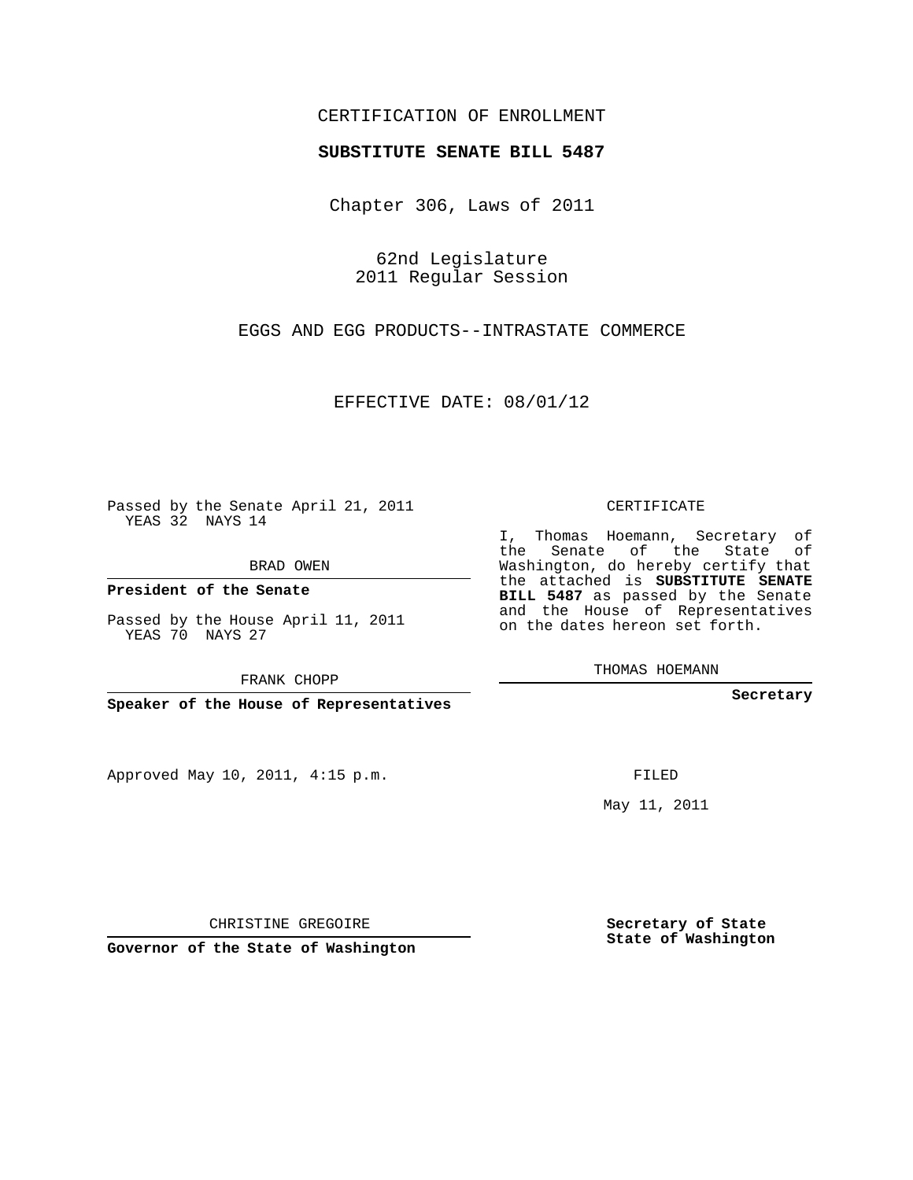CERTIFICATION OF ENROLLMENT

**SUBSTITUTE SENATE BILL 5487**

Chapter 306, Laws of 2011

62nd Legislature
2011 Regular Session

EGGS AND EGG PRODUCTS--INTRASTATE COMMERCE

EFFECTIVE DATE: 08/01/12

Passed by the Senate April 21, 2011
YEAS 32 NAYS 14

BRAD OWEN

**President of the Senate**

Passed by the House April 11, 2011
YEAS 70 NAYS 27

FRANK CHOPP

**Speaker of the House of Representatives**

CERTIFICATE

I, Thomas Hoemann, Secretary of the Senate of the State of Washington, do hereby certify that the attached is **SUBSTITUTE SENATE BILL 5487** as passed by the Senate and the House of Representatives on the dates hereon set forth.

THOMAS HOEMANN

**Secretary**

Approved May 10, 2011, 4:15 p.m.

FILED

May 11, 2011

CHRISTINE GREGOIRE

**Governor of the State of Washington**

**Secretary of State**
**State of Washington**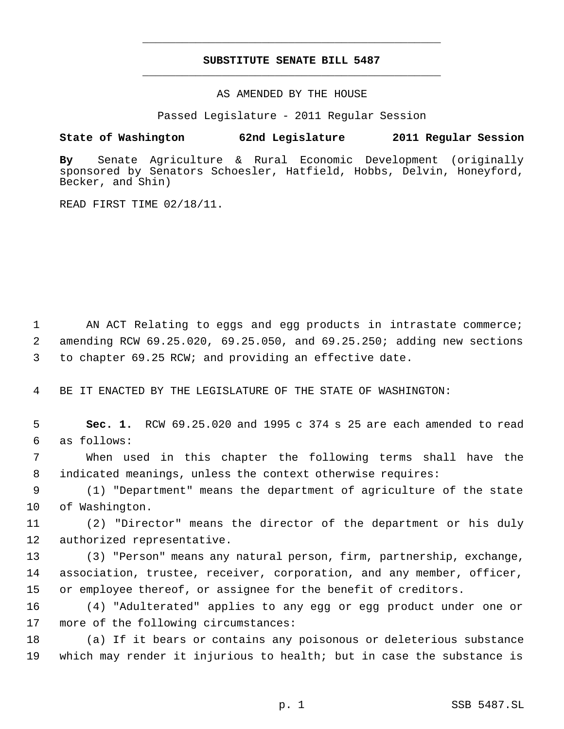# SUBSTITUTE SENATE BILL 5487

AS AMENDED BY THE HOUSE

Passed Legislature - 2011 Regular Session

**State of Washington 62nd Legislature 2011 Regular Session**

**By** Senate Agriculture & Rural Economic Development (originally sponsored by Senators Schoesler, Hatfield, Hobbs, Delvin, Honeyford, Becker, and Shin)

READ FIRST TIME 02/18/11.

AN ACT Relating to eggs and egg products in intrastate commerce; amending RCW 69.25.020, 69.25.050, and 69.25.250; adding new sections to chapter 69.25 RCW; and providing an effective date.

BE IT ENACTED BY THE LEGISLATURE OF THE STATE OF WASHINGTON:

**Sec. 1.** RCW 69.25.020 and 1995 c 374 s 25 are each amended to read as follows:

When used in this chapter the following terms shall have the indicated meanings, unless the context otherwise requires:

(1) "Department" means the department of agriculture of the state of Washington.

(2) "Director" means the director of the department or his duly authorized representative.

(3) "Person" means any natural person, firm, partnership, exchange, association, trustee, receiver, corporation, and any member, officer, or employee thereof, or assignee for the benefit of creditors.

(4) "Adulterated" applies to any egg or egg product under one or more of the following circumstances:

(a) If it bears or contains any poisonous or deleterious substance which may render it injurious to health; but in case the substance is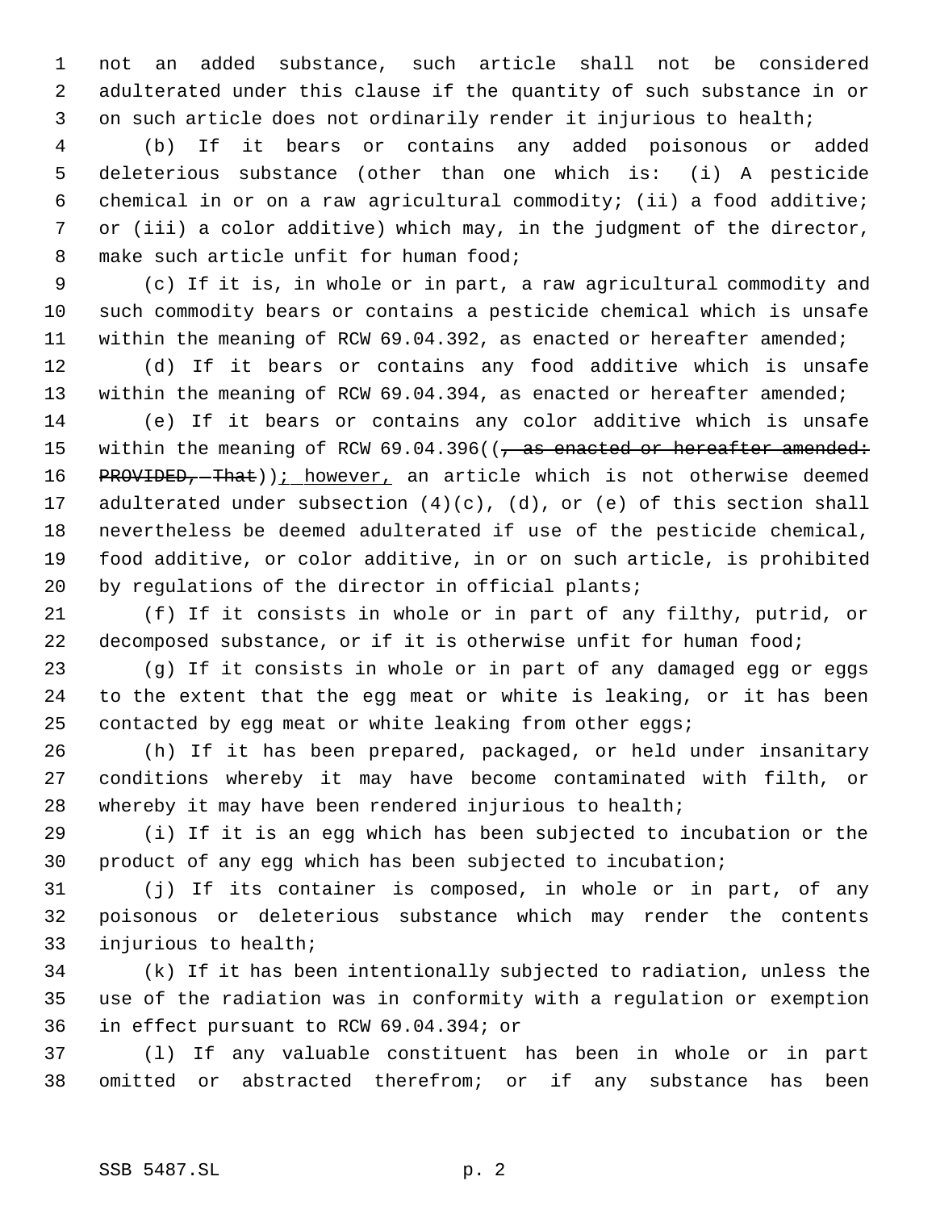not an added substance, such article shall not be considered adulterated under this clause if the quantity of such substance in or on such article does not ordinarily render it injurious to health;

(b) If it bears or contains any added poisonous or added deleterious substance (other than one which is: (i) A pesticide chemical in or on a raw agricultural commodity; (ii) a food additive; or (iii) a color additive) which may, in the judgment of the director, make such article unfit for human food;

(c) If it is, in whole or in part, a raw agricultural commodity and such commodity bears or contains a pesticide chemical which is unsafe within the meaning of RCW 69.04.392, as enacted or hereafter amended;

(d) If it bears or contains any food additive which is unsafe within the meaning of RCW 69.04.394, as enacted or hereafter amended;

(e) If it bears or contains any color additive which is unsafe within the meaning of RCW 69.04.396((~~, as enacted or hereafter amended: PROVIDED, That~~)); however, an article which is not otherwise deemed adulterated under subsection (4)(c), (d), or (e) of this section shall nevertheless be deemed adulterated if use of the pesticide chemical, food additive, or color additive, in or on such article, is prohibited by regulations of the director in official plants;

(f) If it consists in whole or in part of any filthy, putrid, or decomposed substance, or if it is otherwise unfit for human food;

(g) If it consists in whole or in part of any damaged egg or eggs to the extent that the egg meat or white is leaking, or it has been contacted by egg meat or white leaking from other eggs;

(h) If it has been prepared, packaged, or held under insanitary conditions whereby it may have become contaminated with filth, or whereby it may have been rendered injurious to health;

(i) If it is an egg which has been subjected to incubation or the product of any egg which has been subjected to incubation;

(j) If its container is composed, in whole or in part, of any poisonous or deleterious substance which may render the contents injurious to health;

(k) If it has been intentionally subjected to radiation, unless the use of the radiation was in conformity with a regulation or exemption in effect pursuant to RCW 69.04.394; or

(l) If any valuable constituent has been in whole or in part omitted or abstracted therefrom; or if any substance has been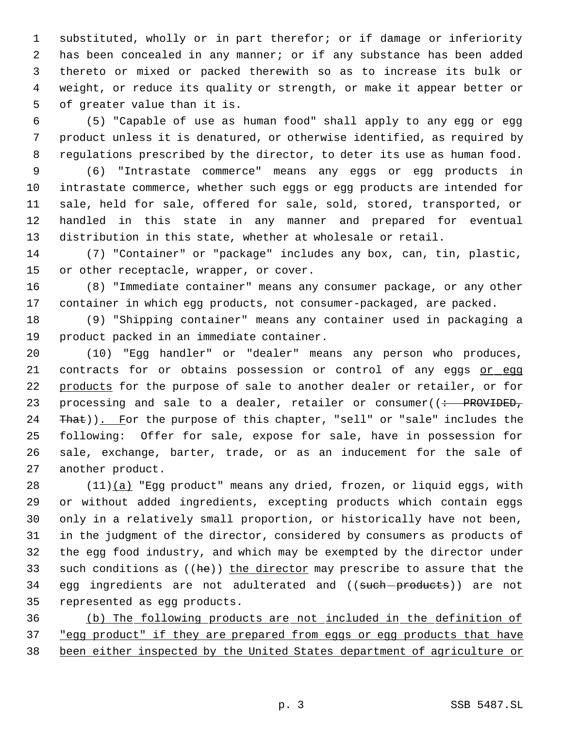substituted, wholly or in part therefor; or if damage or inferiority has been concealed in any manner; or if any substance has been added thereto or mixed or packed therewith so as to increase its bulk or weight, or reduce its quality or strength, or make it appear better or of greater value than it is.

(5) "Capable of use as human food" shall apply to any egg or egg product unless it is denatured, or otherwise identified, as required by regulations prescribed by the director, to deter its use as human food.

(6) "Intrastate commerce" means any eggs or egg products in intrastate commerce, whether such eggs or egg products are intended for sale, held for sale, offered for sale, sold, stored, transported, or handled in this state in any manner and prepared for eventual distribution in this state, whether at wholesale or retail.

(7) "Container" or "package" includes any box, can, tin, plastic, or other receptacle, wrapper, or cover.

(8) "Immediate container" means any consumer package, or any other container in which egg products, not consumer-packaged, are packed.

(9) "Shipping container" means any container used in packaging a product packed in an immediate container.

(10) "Egg handler" or "dealer" means any person who produces, contracts for or obtains possession or control of any eggs or egg products for the purpose of sale to another dealer or retailer, or for processing and sale to a dealer, retailer or consumer((: PROVIDED, That)). For the purpose of this chapter, "sell" or "sale" includes the following: Offer for sale, expose for sale, have in possession for sale, exchange, barter, trade, or as an inducement for the sale of another product.

(11)(a) "Egg product" means any dried, frozen, or liquid eggs, with or without added ingredients, excepting products which contain eggs only in a relatively small proportion, or historically have not been, in the judgment of the director, considered by consumers as products of the egg food industry, and which may be exempted by the director under such conditions as ((he)) the director may prescribe to assure that the egg ingredients are not adulterated and ((such products)) are not represented as egg products.

(b) The following products are not included in the definition of "egg product" if they are prepared from eggs or egg products that have been either inspected by the United States department of agriculture or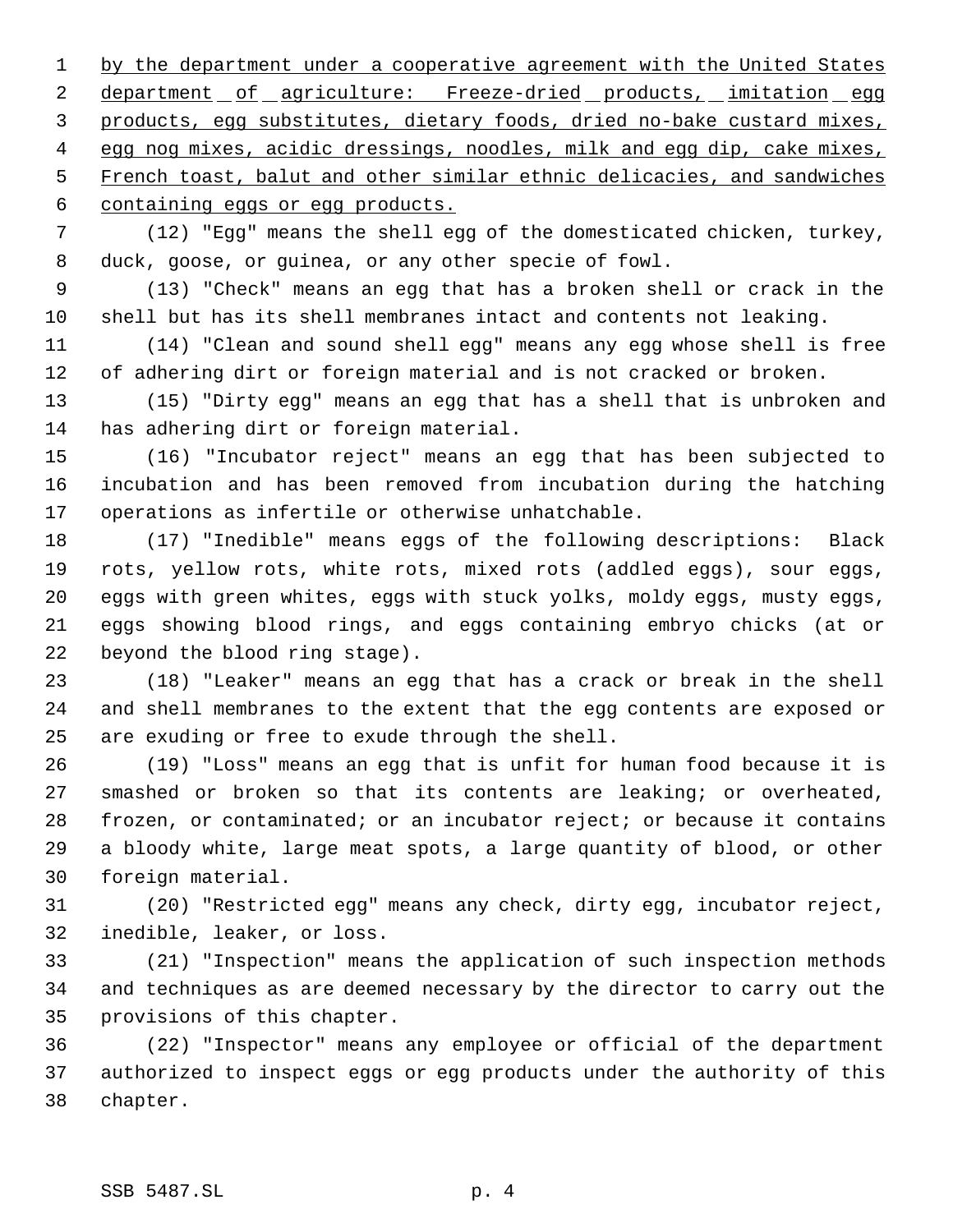by the department under a cooperative agreement with the United States department of agriculture: Freeze-dried products, imitation egg products, egg substitutes, dietary foods, dried no-bake custard mixes, egg nog mixes, acidic dressings, noodles, milk and egg dip, cake mixes, French toast, balut and other similar ethnic delicacies, and sandwiches containing eggs or egg products.

(12) "Egg" means the shell egg of the domesticated chicken, turkey, duck, goose, or guinea, or any other specie of fowl.

(13) "Check" means an egg that has a broken shell or crack in the shell but has its shell membranes intact and contents not leaking.

(14) "Clean and sound shell egg" means any egg whose shell is free of adhering dirt or foreign material and is not cracked or broken.

(15) "Dirty egg" means an egg that has a shell that is unbroken and has adhering dirt or foreign material.

(16) "Incubator reject" means an egg that has been subjected to incubation and has been removed from incubation during the hatching operations as infertile or otherwise unhatchable.

(17) "Inedible" means eggs of the following descriptions: Black rots, yellow rots, white rots, mixed rots (addled eggs), sour eggs, eggs with green whites, eggs with stuck yolks, moldy eggs, musty eggs, eggs showing blood rings, and eggs containing embryo chicks (at or beyond the blood ring stage).

(18) "Leaker" means an egg that has a crack or break in the shell and shell membranes to the extent that the egg contents are exposed or are exuding or free to exude through the shell.

(19) "Loss" means an egg that is unfit for human food because it is smashed or broken so that its contents are leaking; or overheated, frozen, or contaminated; or an incubator reject; or because it contains a bloody white, large meat spots, a large quantity of blood, or other foreign material.

(20) "Restricted egg" means any check, dirty egg, incubator reject, inedible, leaker, or loss.

(21) "Inspection" means the application of such inspection methods and techniques as are deemed necessary by the director to carry out the provisions of this chapter.

(22) "Inspector" means any employee or official of the department authorized to inspect eggs or egg products under the authority of this chapter.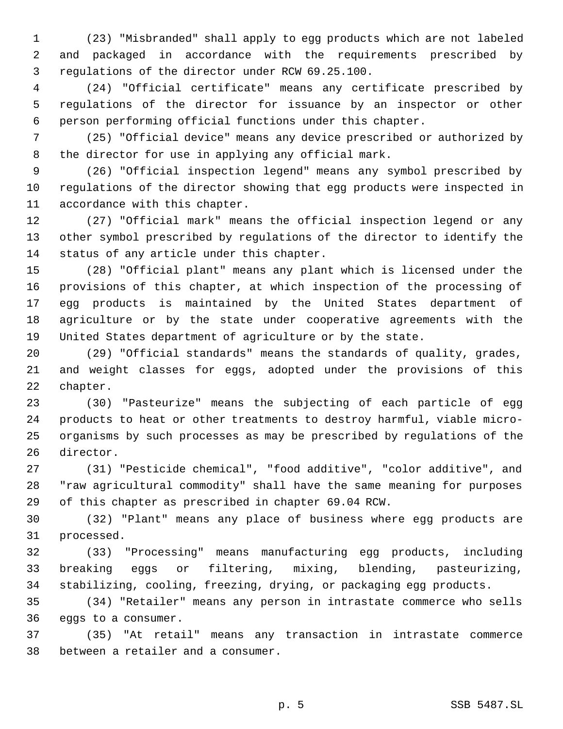(23) "Misbranded" shall apply to egg products which are not labeled and packaged in accordance with the requirements prescribed by regulations of the director under RCW 69.25.100.

(24) "Official certificate" means any certificate prescribed by regulations of the director for issuance by an inspector or other person performing official functions under this chapter.

(25) "Official device" means any device prescribed or authorized by the director for use in applying any official mark.

(26) "Official inspection legend" means any symbol prescribed by regulations of the director showing that egg products were inspected in accordance with this chapter.

(27) "Official mark" means the official inspection legend or any other symbol prescribed by regulations of the director to identify the status of any article under this chapter.

(28) "Official plant" means any plant which is licensed under the provisions of this chapter, at which inspection of the processing of egg products is maintained by the United States department of agriculture or by the state under cooperative agreements with the United States department of agriculture or by the state.

(29) "Official standards" means the standards of quality, grades, and weight classes for eggs, adopted under the provisions of this chapter.

(30) "Pasteurize" means the subjecting of each particle of egg products to heat or other treatments to destroy harmful, viable micro-organisms by such processes as may be prescribed by regulations of the director.

(31) "Pesticide chemical", "food additive", "color additive", and "raw agricultural commodity" shall have the same meaning for purposes of this chapter as prescribed in chapter 69.04 RCW.

(32) "Plant" means any place of business where egg products are processed.

(33) "Processing" means manufacturing egg products, including breaking eggs or filtering, mixing, blending, pasteurizing, stabilizing, cooling, freezing, drying, or packaging egg products.

(34) "Retailer" means any person in intrastate commerce who sells eggs to a consumer.

(35) "At retail" means any transaction in intrastate commerce between a retailer and a consumer.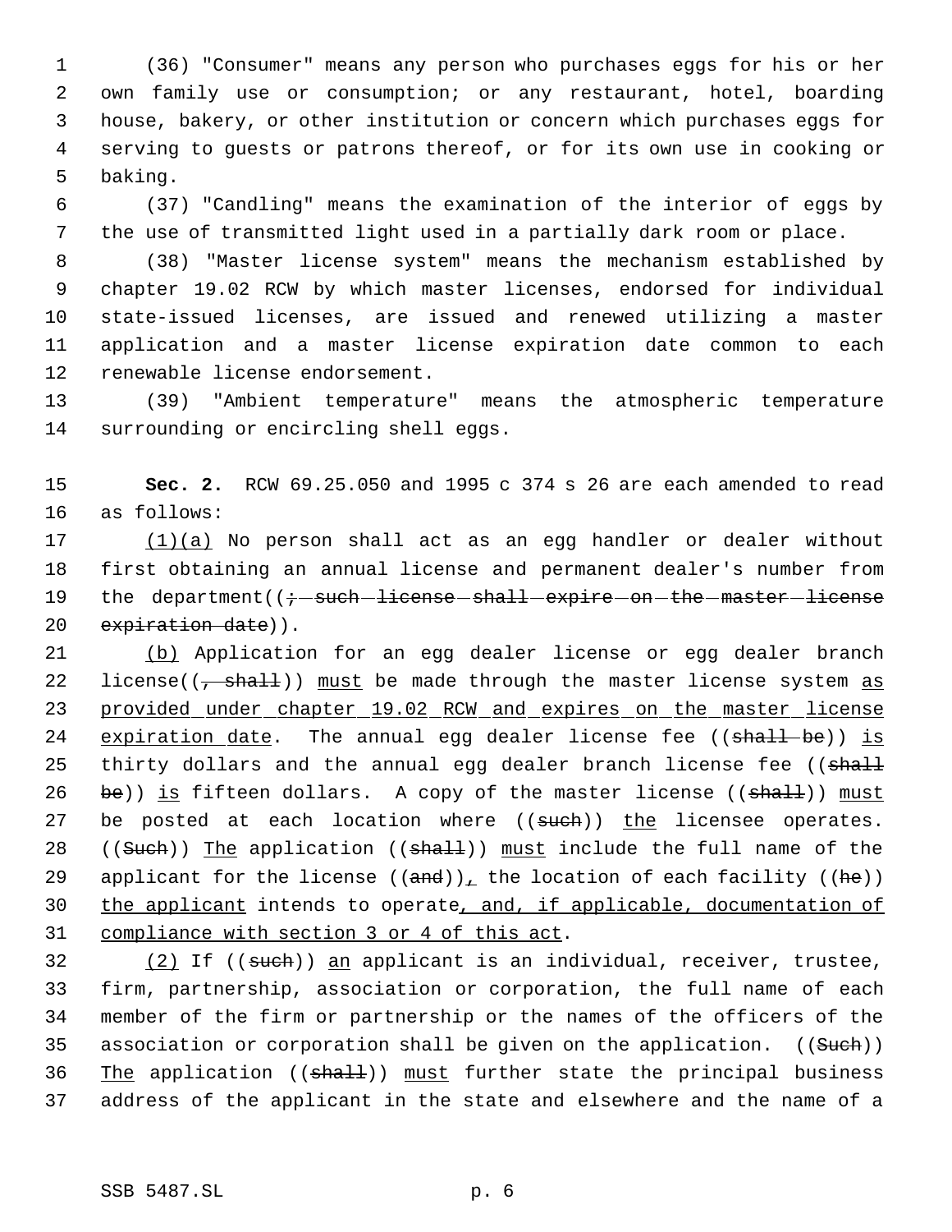(36) "Consumer" means any person who purchases eggs for his or her own family use or consumption; or any restaurant, hotel, boarding house, bakery, or other institution or concern which purchases eggs for serving to guests or patrons thereof, or for its own use in cooking or baking.

(37) "Candling" means the examination of the interior of eggs by the use of transmitted light used in a partially dark room or place.

(38) "Master license system" means the mechanism established by chapter 19.02 RCW by which master licenses, endorsed for individual state-issued licenses, are issued and renewed utilizing a master application and a master license expiration date common to each renewable license endorsement.

(39) "Ambient temperature" means the atmospheric temperature surrounding or encircling shell eggs.

**Sec. 2.** RCW 69.25.050 and 1995 c 374 s 26 are each amended to read as follows:

(1)(a) No person shall act as an egg handler or dealer without first obtaining an annual license and permanent dealer's number from the department((; such license shall expire on the master license expiration date)).

(b) Application for an egg dealer license or egg dealer branch license((, shall)) must be made through the master license system as provided under chapter 19.02 RCW and expires on the master license expiration date. The annual egg dealer license fee ((shall be)) is thirty dollars and the annual egg dealer branch license fee ((shall be)) is fifteen dollars. A copy of the master license ((shall)) must be posted at each location where ((such)) the licensee operates. ((Such)) The application ((shall)) must include the full name of the applicant for the license ((and)), the location of each facility ((he)) the applicant intends to operate, and, if applicable, documentation of compliance with section 3 or 4 of this act.

(2) If ((such)) an applicant is an individual, receiver, trustee, firm, partnership, association or corporation, the full name of each member of the firm or partnership or the names of the officers of the association or corporation shall be given on the application. ((Such)) The application ((shall)) must further state the principal business address of the applicant in the state and elsewhere and the name of a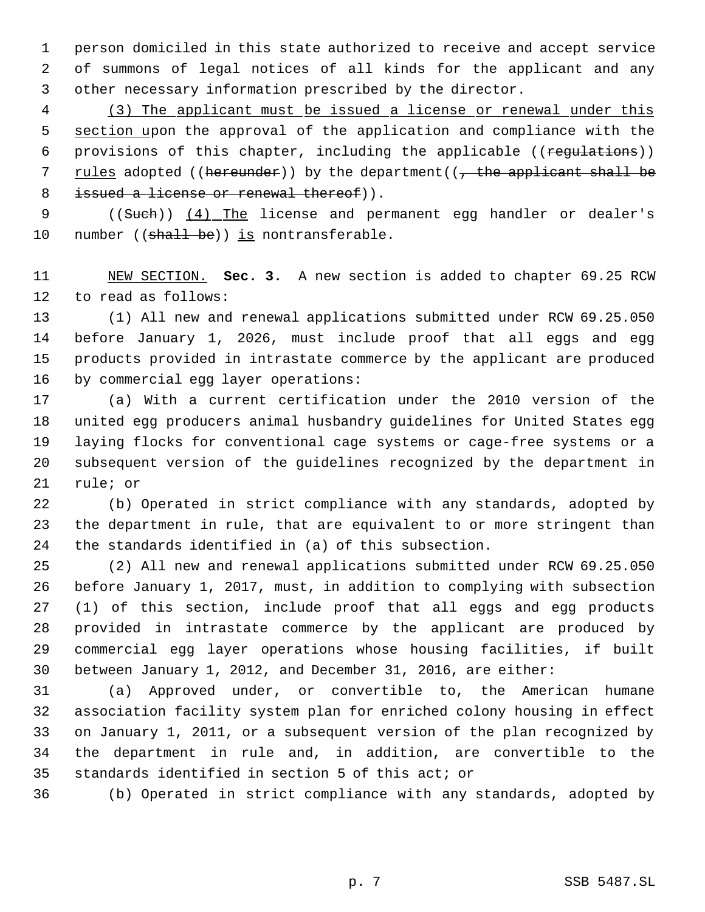person domiciled in this state authorized to receive and accept service of summons of legal notices of all kinds for the applicant and any other necessary information prescribed by the director.

<u>(3) The applicant must be issued a license or renewal under this section u</u>pon the approval of the application and compliance with the provisions of this chapter, including the applicable ((~~regulations~~)) <u>rules</u> adopted ((~~hereunder~~)) by the department((~~, the applicant shall be issued a license or renewal thereof~~)).

((~~Such~~)) <u>(4) The</u> license and permanent egg handler or dealer's number ((~~shall be~~)) <u>is</u> nontransferable.

<u>NEW SECTION.</u> **Sec. 3.** A new section is added to chapter 69.25 RCW to read as follows:

(1) All new and renewal applications submitted under RCW 69.25.050 before January 1, 2026, must include proof that all eggs and egg products provided in intrastate commerce by the applicant are produced by commercial egg layer operations:

(a) With a current certification under the 2010 version of the united egg producers animal husbandry guidelines for United States egg laying flocks for conventional cage systems or cage-free systems or a subsequent version of the guidelines recognized by the department in rule; or

(b) Operated in strict compliance with any standards, adopted by the department in rule, that are equivalent to or more stringent than the standards identified in (a) of this subsection.

(2) All new and renewal applications submitted under RCW 69.25.050 before January 1, 2017, must, in addition to complying with subsection (1) of this section, include proof that all eggs and egg products provided in intrastate commerce by the applicant are produced by commercial egg layer operations whose housing facilities, if built between January 1, 2012, and December 31, 2016, are either:

(a) Approved under, or convertible to, the American humane association facility system plan for enriched colony housing in effect on January 1, 2011, or a subsequent version of the plan recognized by the department in rule and, in addition, are convertible to the standards identified in section 5 of this act; or

(b) Operated in strict compliance with any standards, adopted by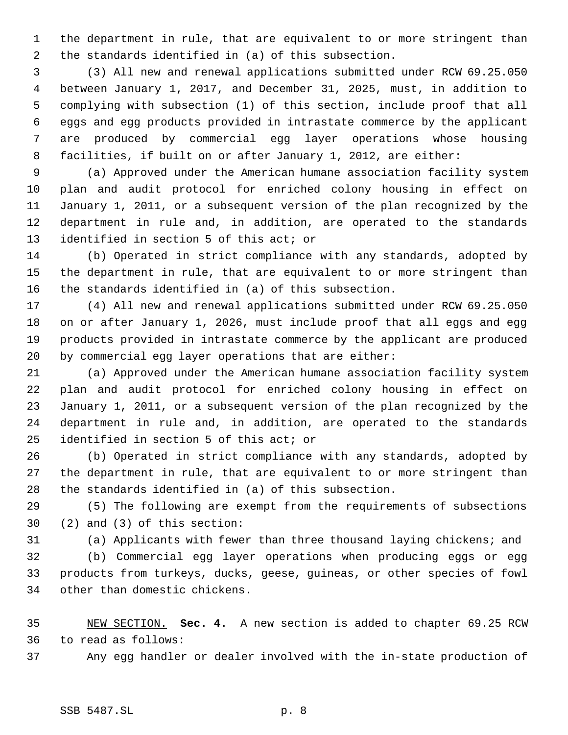the department in rule, that are equivalent to or more stringent than the standards identified in (a) of this subsection.

(3) All new and renewal applications submitted under RCW 69.25.050 between January 1, 2017, and December 31, 2025, must, in addition to complying with subsection (1) of this section, include proof that all eggs and egg products provided in intrastate commerce by the applicant are produced by commercial egg layer operations whose housing facilities, if built on or after January 1, 2012, are either:

(a) Approved under the American humane association facility system plan and audit protocol for enriched colony housing in effect on January 1, 2011, or a subsequent version of the plan recognized by the department in rule and, in addition, are operated to the standards identified in section 5 of this act; or

(b) Operated in strict compliance with any standards, adopted by the department in rule, that are equivalent to or more stringent than the standards identified in (a) of this subsection.

(4) All new and renewal applications submitted under RCW 69.25.050 on or after January 1, 2026, must include proof that all eggs and egg products provided in intrastate commerce by the applicant are produced by commercial egg layer operations that are either:

(a) Approved under the American humane association facility system plan and audit protocol for enriched colony housing in effect on January 1, 2011, or a subsequent version of the plan recognized by the department in rule and, in addition, are operated to the standards identified in section 5 of this act; or

(b) Operated in strict compliance with any standards, adopted by the department in rule, that are equivalent to or more stringent than the standards identified in (a) of this subsection.

(5) The following are exempt from the requirements of subsections (2) and (3) of this section:

(a) Applicants with fewer than three thousand laying chickens; and

(b) Commercial egg layer operations when producing eggs or egg products from turkeys, ducks, geese, guineas, or other species of fowl other than domestic chickens.

NEW SECTION. **Sec. 4.** A new section is added to chapter 69.25 RCW to read as follows:

Any egg handler or dealer involved with the in-state production of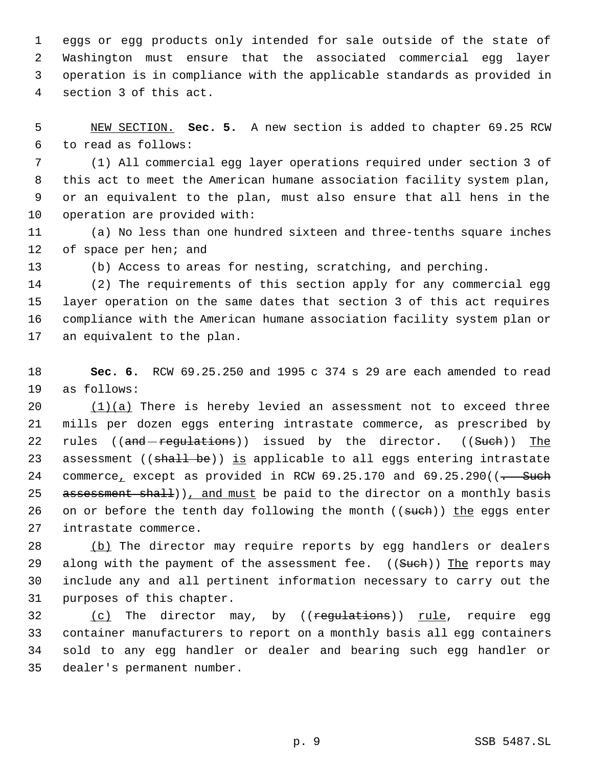eggs or egg products only intended for sale outside of the state of Washington must ensure that the associated commercial egg layer operation is in compliance with the applicable standards as provided in section 3 of this act.

NEW SECTION. **Sec. 5.** A new section is added to chapter 69.25 RCW to read as follows:

(1) All commercial egg layer operations required under section 3 of this act to meet the American humane association facility system plan, or an equivalent to the plan, must also ensure that all hens in the operation are provided with:

(a) No less than one hundred sixteen and three-tenths square inches of space per hen; and

(b) Access to areas for nesting, scratching, and perching.

(2) The requirements of this section apply for any commercial egg layer operation on the same dates that section 3 of this act requires compliance with the American humane association facility system plan or an equivalent to the plan.

**Sec. 6.** RCW 69.25.250 and 1995 c 374 s 29 are each amended to read as follows:

(1)(a) There is hereby levied an assessment not to exceed three mills per dozen eggs entering intrastate commerce, as prescribed by rules ((~~and regulations~~)) issued by the director. ((~~Such~~)) The assessment ((~~shall be~~)) is applicable to all eggs entering intrastate commerce, except as provided in RCW 69.25.170 and 69.25.290((~~. Such assessment shall~~)), and must be paid to the director on a monthly basis on or before the tenth day following the month ((~~such~~)) the eggs enter intrastate commerce.

(b) The director may require reports by egg handlers or dealers along with the payment of the assessment fee. ((~~Such~~)) The reports may include any and all pertinent information necessary to carry out the purposes of this chapter.

(c) The director may, by ((~~regulations~~)) rule, require egg container manufacturers to report on a monthly basis all egg containers sold to any egg handler or dealer and bearing such egg handler or dealer's permanent number.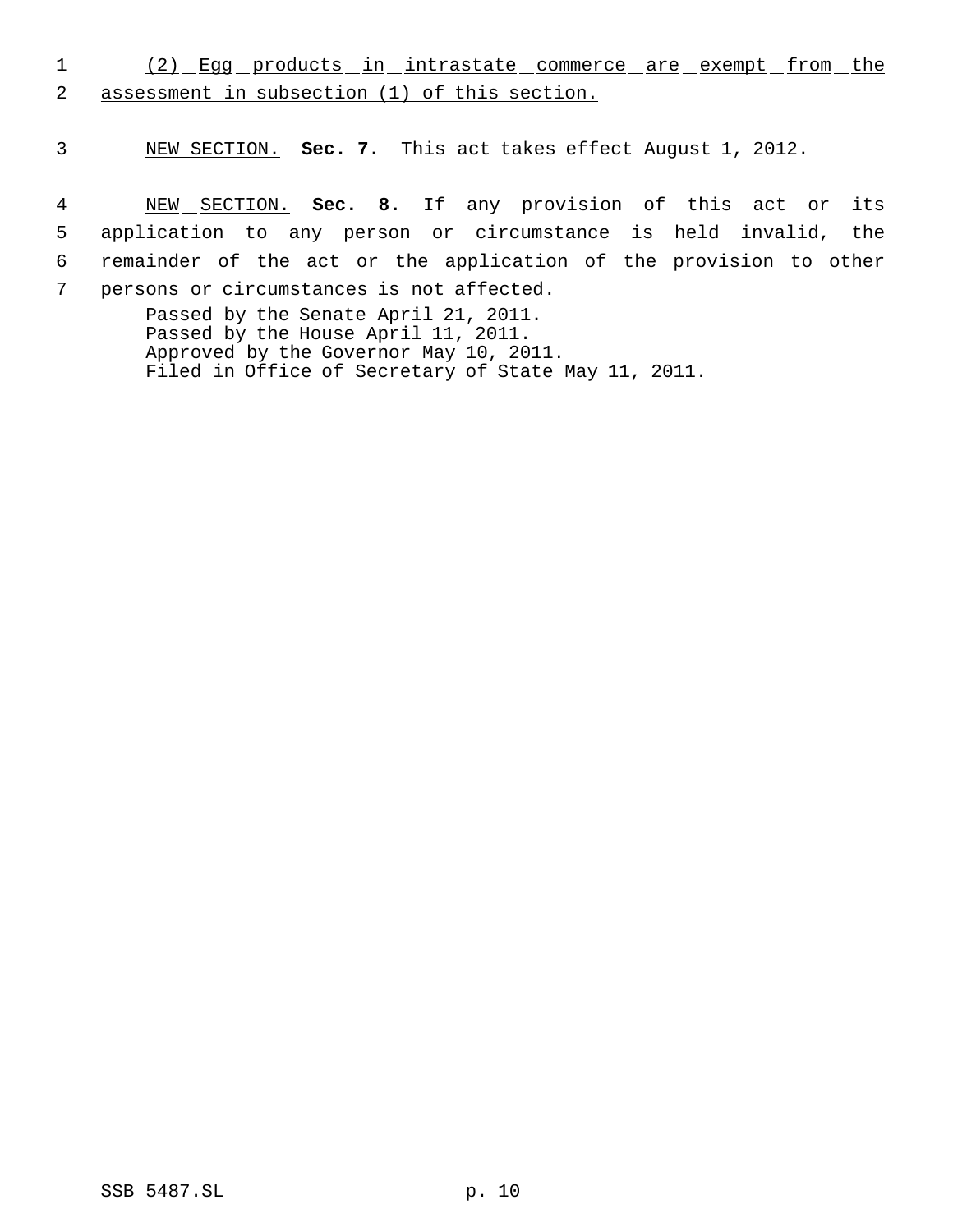(2) Egg products in intrastate commerce are exempt from the assessment in subsection (1) of this section.

NEW SECTION. **Sec. 7.** This act takes effect August 1, 2012.

NEW SECTION. **Sec. 8.** If any provision of this act or its application to any person or circumstance is held invalid, the remainder of the act or the application of the provision to other persons or circumstances is not affected.

Passed by the Senate April 21, 2011.
Passed by the House April 11, 2011.
Approved by the Governor May 10, 2011.
Filed in Office of Secretary of State May 11, 2011.